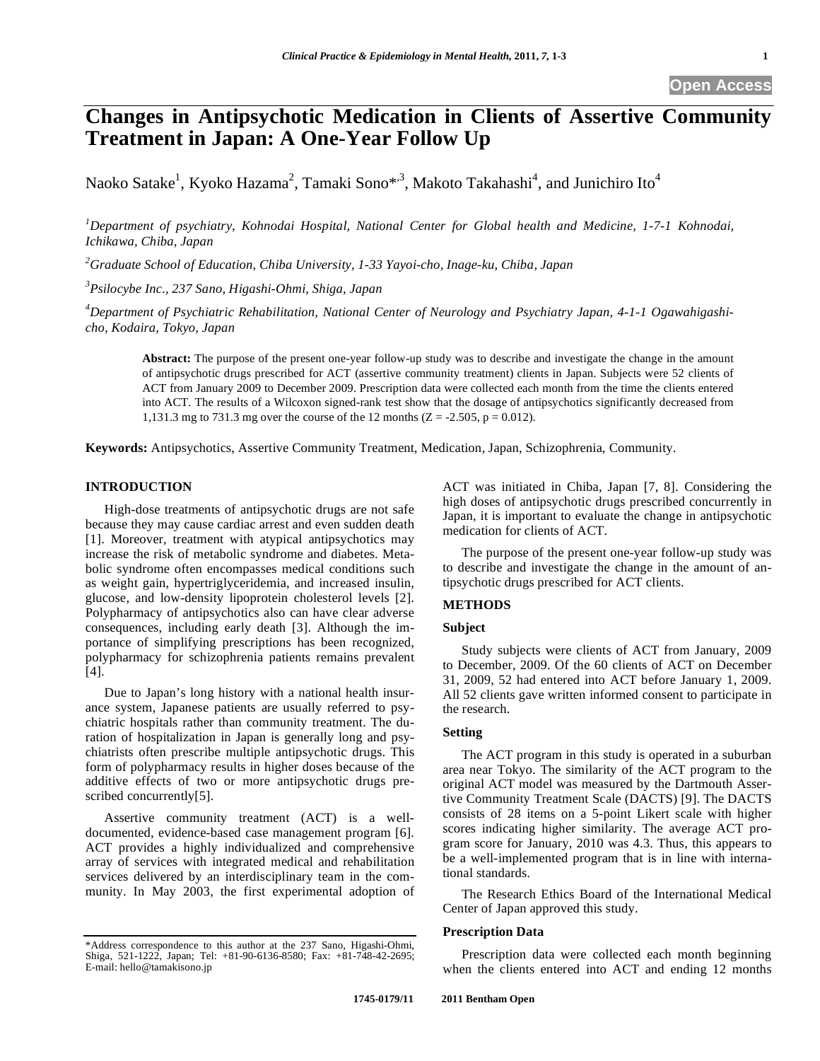Open Access

# Changes in Antipsychotic Medication in Clients of Assertive Community Treatment in Japan: A One-Year Follow Up

Naoko Satake[1], Kyoko Hazama[2], Tamaki Sono*[,3], Makoto Takahashi[4], and Junichiro Ito[4]

[1]*Department of psychiatry, Kohnodai Hospital, National Center for Global health and Medicine, 1-7-1 Kohnodai, Ichikawa, Chiba, Japan*

[2]*Graduate School of Education, Chiba University, 1-33 Yayoi-cho, Inage-ku, Chiba, Japan*

[3]*Psilocybe Inc., 237 Sano, Higashi-Ohmi, Shiga, Japan*

[4]*Department of Psychiatric Rehabilitation, National Center of Neurology and Psychiatry Japan, 4-1-1 Ogawahigashi-cho, Kodaira, Tokyo, Japan*

**Abstract:** The purpose of the present one-year follow-up study was to describe and investigate the change in the amount of antipsychotic drugs prescribed for ACT (assertive community treatment) clients in Japan. Subjects were 52 clients of ACT from January 2009 to December 2009. Prescription data were collected each month from the time the clients entered into ACT. The results of a Wilcoxon signed-rank test show that the dosage of antipsychotics significantly decreased from 1,131.3 mg to 731.3 mg over the course of the 12 months ($Z = -2.505$, $p = 0.012$).

**Keywords:** Antipsychotics, Assertive Community Treatment, Medication, Japan, Schizophrenia, Community.

## INTRODUCTION

High-dose treatments of antipsychotic drugs are not safe because they may cause cardiac arrest and even sudden death [1]. Moreover, treatment with atypical antipsychotics may increase the risk of metabolic syndrome and diabetes. Metabolic syndrome often encompasses medical conditions such as weight gain, hypertriglyceridemia, and increased insulin, glucose, and low-density lipoprotein cholesterol levels [2]. Polypharmacy of antipsychotics also can have clear adverse consequences, including early death [3]. Although the importance of simplifying prescriptions has been recognized, polypharmacy for schizophrenia patients remains prevalent [4].

Due to Japan's long history with a national health insurance system, Japanese patients are usually referred to psychiatric hospitals rather than community treatment. The duration of hospitalization in Japan is generally long and psychiatrists often prescribe multiple antipsychotic drugs. This form of polypharmacy results in higher doses because of the additive effects of two or more antipsychotic drugs prescribed concurrently[5].

Assertive community treatment (ACT) is a well-documented, evidence-based case management program [6]. ACT provides a highly individualized and comprehensive array of services with integrated medical and rehabilitation services delivered by an interdisciplinary team in the community. In May 2003, the first experimental adoption of ACT was initiated in Chiba, Japan [7, 8]. Considering the high doses of antipsychotic drugs prescribed concurrently in Japan, it is important to evaluate the change in antipsychotic medication for clients of ACT.

The purpose of the present one-year follow-up study was to describe and investigate the change in the amount of antipsychotic drugs prescribed for ACT clients.

## METHODS

### Subject

Study subjects were clients of ACT from January, 2009 to December, 2009. Of the 60 clients of ACT on December 31, 2009, 52 had entered into ACT before January 1, 2009. All 52 clients gave written informed consent to participate in the research.

### Setting

The ACT program in this study is operated in a suburban area near Tokyo. The similarity of the ACT program to the original ACT model was measured by the Dartmouth Assertive Community Treatment Scale (DACTS) [9]. The DACTS consists of 28 items on a 5-point Likert scale with higher scores indicating higher similarity. The average ACT program score for January, 2010 was 4.3. Thus, this appears to be a well-implemented program that is in line with international standards.

The Research Ethics Board of the International Medical Center of Japan approved this study.

### Prescription Data

Prescription data were collected each month beginning when the clients entered into ACT and ending 12 months

*Address correspondence to this author at the 237 Sano, Higashi-Ohmi, Shiga, 521-1222, Japan; Tel: +81-90-6136-8580; Fax: +81-748-42-2695; E-mail: hello@tamakisono.jp

1745-0179/11 2011 Bentham Open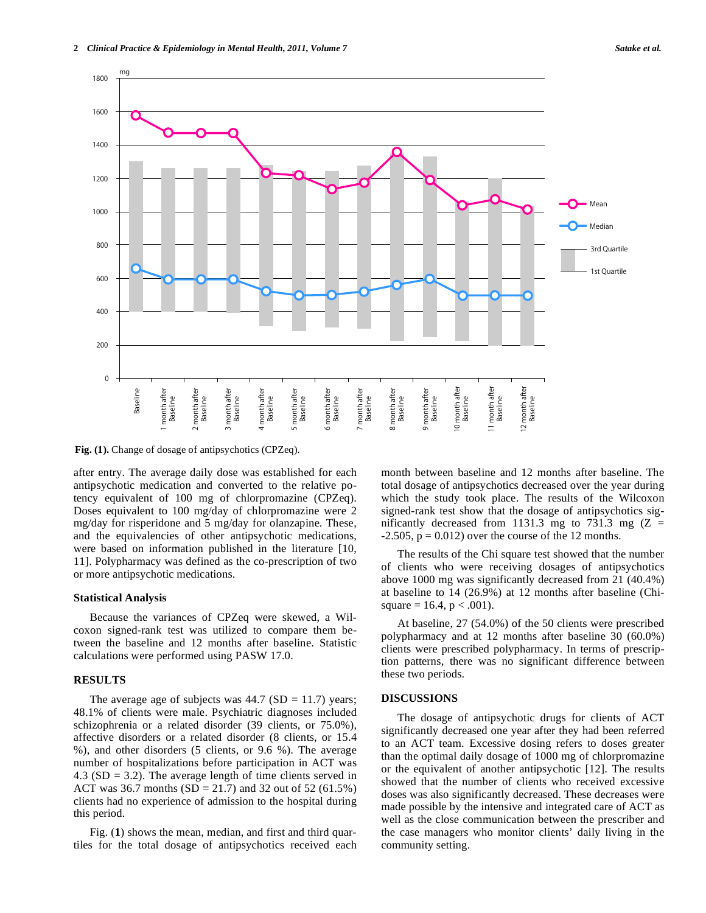**Fig. (1).** Change of dosage of antipsychotics (CPZeq).

after entry. The average daily dose was established for each antipsychotic medication and converted to the relative potency equivalent of 100 mg of chlorpromazine (CPZeq). Doses equivalent to 100 mg/day of chlorpromazine were 2 mg/day for risperidone and 5 mg/day for olanzapine. These, and the equivalencies of other antipsychotic medications, were based on information published in the literature [10, 11]. Polypharmacy was defined as the co-prescription of two or more antipsychotic medications.

### Statistical Analysis

Because the variances of CPZeq were skewed, a Wilcoxon signed-rank test was utilized to compare them between the baseline and 12 months after baseline. Statistic calculations were performed using PASW 17.0.

## RESULTS

The average age of subjects was 44.7 (SD = 11.7) years; 48.1% of clients were male. Psychiatric diagnoses included schizophrenia or a related disorder (39 clients, or 75.0%), affective disorders or a related disorder (8 clients, or 15.4 %), and other disorders (5 clients, or 9.6 %). The average number of hospitalizations before participation in ACT was 4.3 (SD = 3.2). The average length of time clients served in ACT was 36.7 months (SD = 21.7) and 32 out of 52 (61.5%) clients had no experience of admission to the hospital during this period.

Fig. (**1**) shows the mean, median, and first and third quartiles for the total dosage of antipsychotics received each month between baseline and 12 months after baseline. The total dosage of antipsychotics decreased over the year during which the study took place. The results of the Wilcoxon signed-rank test show that the dosage of antipsychotics significantly decreased from 1131.3 mg to 731.3 mg ($Z = -2.505$, $p = 0.012$) over the course of the 12 months.

The results of the Chi square test showed that the number of clients who were receiving dosages of antipsychotics above 1000 mg was significantly decreased from 21 (40.4%) at baseline to 14 (26.9%) at 12 months after baseline (Chi-square = 16.4, $p < .001$).

At baseline, 27 (54.0%) of the 50 clients were prescribed polypharmacy and at 12 months after baseline 30 (60.0%) clients were prescribed polypharmacy. In terms of prescription patterns, there was no significant difference between these two periods.

## DISCUSSIONS

The dosage of antipsychotic drugs for clients of ACT significantly decreased one year after they had been referred to an ACT team. Excessive dosing refers to doses greater than the optimal daily dosage of 1000 mg of chlorpromazine or the equivalent of another antipsychotic [12]. The results showed that the number of clients who received excessive doses was also significantly decreased. These decreases were made possible by the intensive and integrated care of ACT as well as the close communication between the prescriber and the case managers who monitor clients' daily living in the community setting.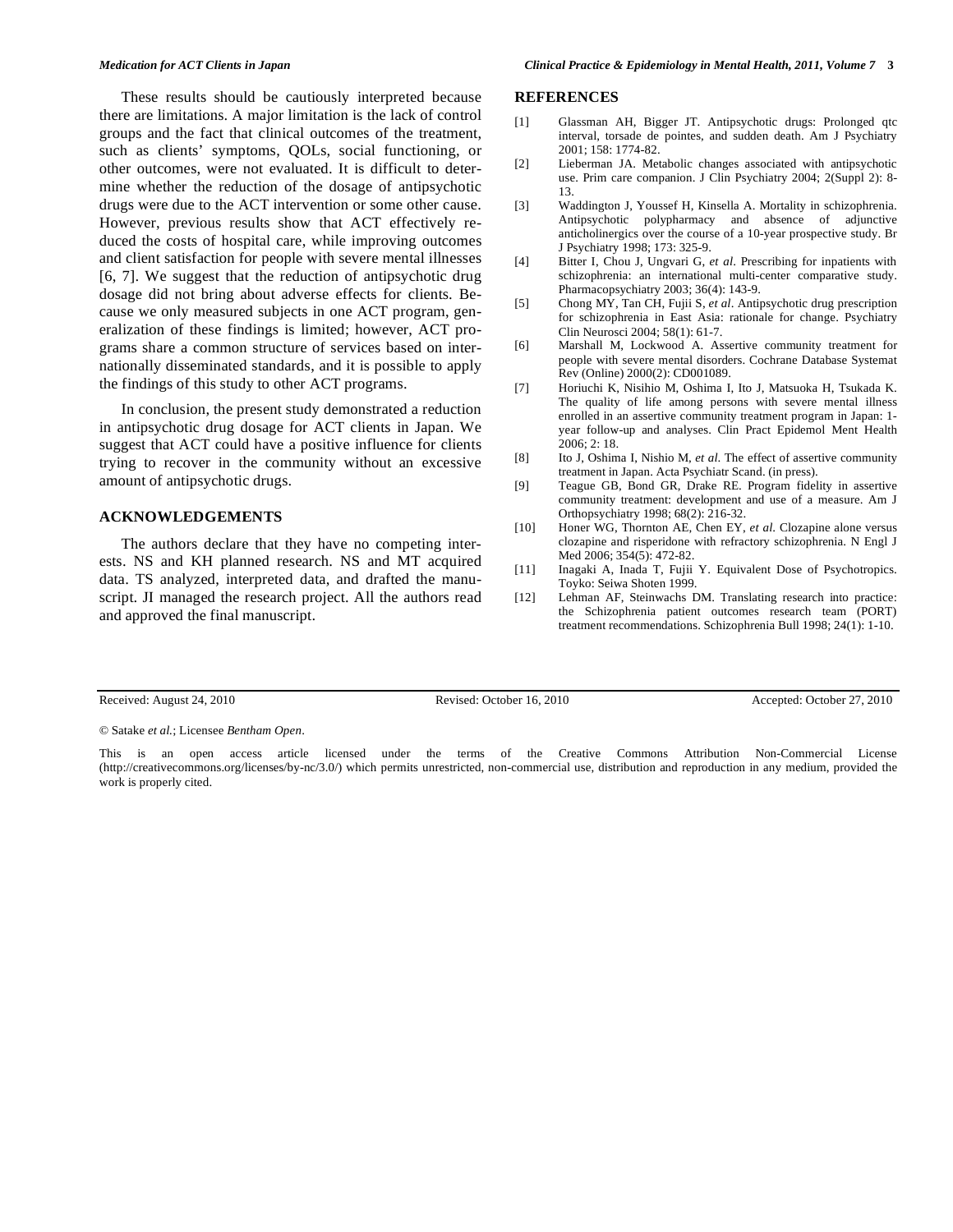These results should be cautiously interpreted because there are limitations. A major limitation is the lack of control groups and the fact that clinical outcomes of the treatment, such as clients' symptoms, QOLs, social functioning, or other outcomes, were not evaluated. It is difficult to determine whether the reduction of the dosage of antipsychotic drugs were due to the ACT intervention or some other cause. However, previous results show that ACT effectively reduced the costs of hospital care, while improving outcomes and client satisfaction for people with severe mental illnesses [6, 7]. We suggest that the reduction of antipsychotic drug dosage did not bring about adverse effects for clients. Because we only measured subjects in one ACT program, generalization of these findings is limited; however, ACT programs share a common structure of services based on internationally disseminated standards, and it is possible to apply the findings of this study to other ACT programs.

In conclusion, the present study demonstrated a reduction in antipsychotic drug dosage for ACT clients in Japan. We suggest that ACT could have a positive influence for clients trying to recover in the community without an excessive amount of antipsychotic drugs.

## ACKNOWLEDGEMENTS

The authors declare that they have no competing interests. NS and KH planned research. NS and MT acquired data. TS analyzed, interpreted data, and drafted the manuscript. JI managed the research project. All the authors read and approved the final manuscript.

## REFERENCES

[1] Glassman AH, Bigger JT. Antipsychotic drugs: Prolonged qtc interval, torsade de pointes, and sudden death. Am J Psychiatry 2001; 158: 1774-82.

[2] Lieberman JA. Metabolic changes associated with antipsychotic use. Prim care companion. J Clin Psychiatry 2004; 2(Suppl 2): 8-13.

[3] Waddington J, Youssef H, Kinsella A. Mortality in schizophrenia. Antipsychotic polypharmacy and absence of adjunctive anticholinergics over the course of a 10-year prospective study. Br J Psychiatry 1998; 173: 325-9.

[4] Bitter I, Chou J, Ungvari G, *et al*. Prescribing for inpatients with schizophrenia: an international multi-center comparative study. Pharmacopsychiatry 2003; 36(4): 143-9.

[5] Chong MY, Tan CH, Fujii S, *et al*. Antipsychotic drug prescription for schizophrenia in East Asia: rationale for change. Psychiatry Clin Neurosci 2004; 58(1): 61-7.

[6] Marshall M, Lockwood A. Assertive community treatment for people with severe mental disorders. Cochrane Database Systemat Rev (Online) 2000(2): CD001089.

[7] Horiuchi K, Nisihio M, Oshima I, Ito J, Matsuoka H, Tsukada K. The quality of life among persons with severe mental illness enrolled in an assertive community treatment program in Japan: 1-year follow-up and analyses. Clin Pract Epidemol Ment Health 2006; 2: 18.

[8] Ito J, Oshima I, Nishio M, *et al*. The effect of assertive community treatment in Japan. Acta Psychiatr Scand. (in press).

[9] Teague GB, Bond GR, Drake RE. Program fidelity in assertive community treatment: development and use of a measure. Am J Orthopsychiatry 1998; 68(2): 216-32.

[10] Honer WG, Thornton AE, Chen EY, *et al*. Clozapine alone versus clozapine and risperidone with refractory schizophrenia. N Engl J Med 2006; 354(5): 472-82.

[11] Inagaki A, Inada T, Fujii Y. Equivalent Dose of Psychotropics. Toyko: Seiwa Shoten 1999.

[12] Lehman AF, Steinwachs DM. Translating research into practice: the Schizophrenia patient outcomes research team (PORT) treatment recommendations. Schizophrenia Bull 1998; 24(1): 1-10.

Received: August 24, 2010 Revised: October 16, 2010 Accepted: October 27, 2010

© Satake *et al.*; Licensee *Bentham Open*.

This is an open access article licensed under the terms of the Creative Commons Attribution Non-Commercial License (http://creativecommons.org/licenses/by-nc/3.0/) which permits unrestricted, non-commercial use, distribution and reproduction in any medium, provided the work is properly cited.